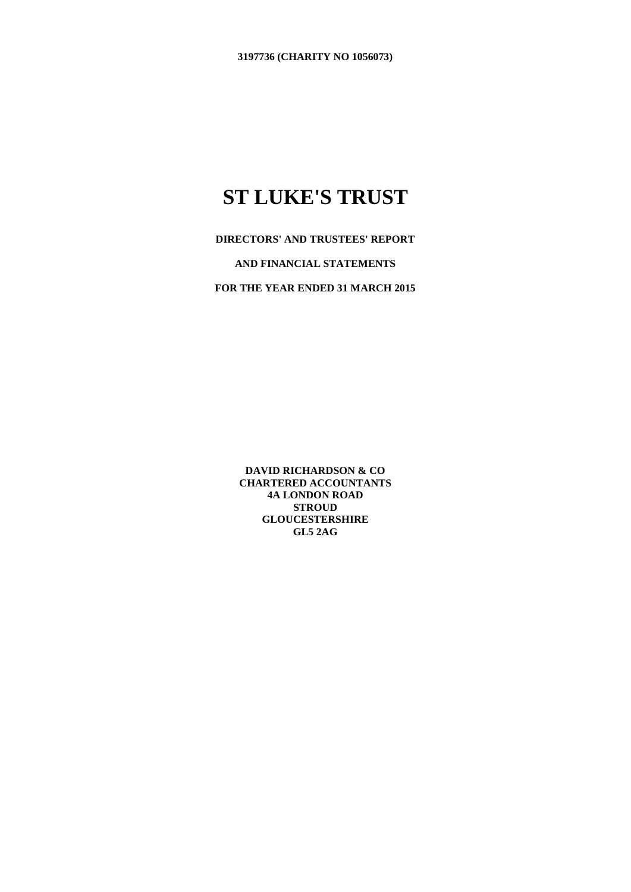**3197736 (CHARITY NO 1056073)**

# ST LUKE'S TRUST

**DIRECTORS' AND TRUSTEES' REPORT**

**AND FINANCIAL STATEMENTS**

**FOR THE YEAR ENDED 31 MARCH 2015**

**DAVID RICHARDSON & CO**
**CHARTERED ACCOUNTANTS**
**4A LONDON ROAD**
**STROUD**
**GLOUCESTERSHIRE**
**GL5 2AG**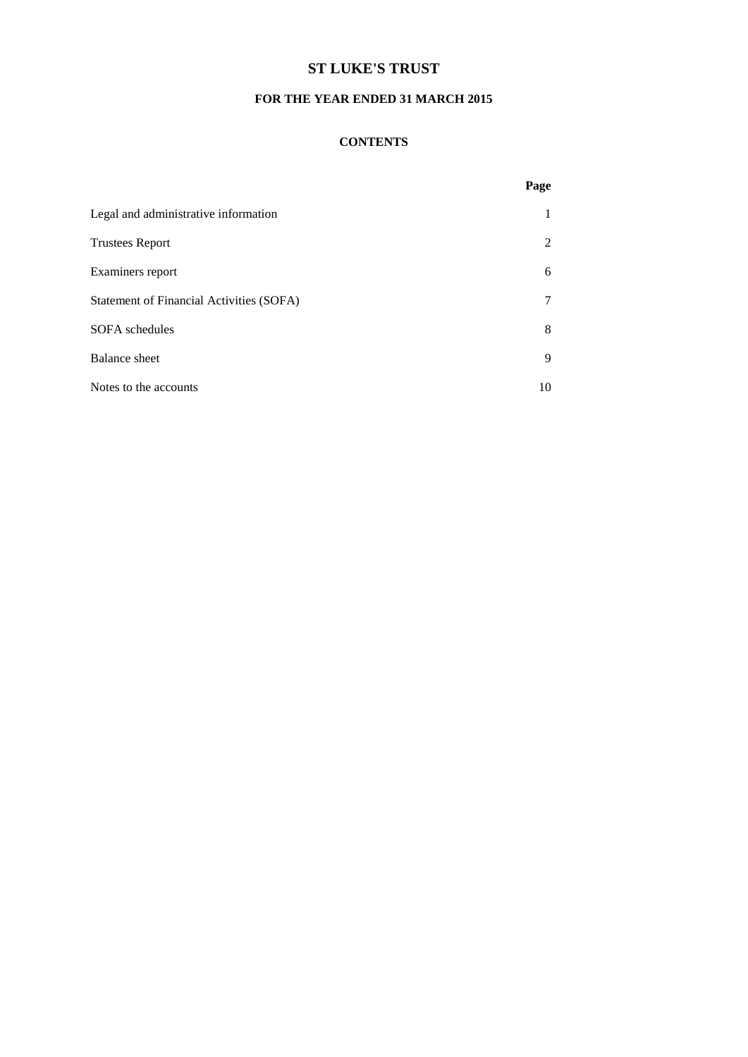# ST LUKE'S TRUST

## FOR THE YEAR ENDED 31 MARCH 2015

### CONTENTS

| | Page |
|---|---|
| Legal and administrative information | 1 |
| Trustees Report | 2 |
| Examiners report | 6 |
| Statement of Financial Activities (SOFA) | 7 |
| SOFA schedules | 8 |
| Balance sheet | 9 |
| Notes to the accounts | 10 |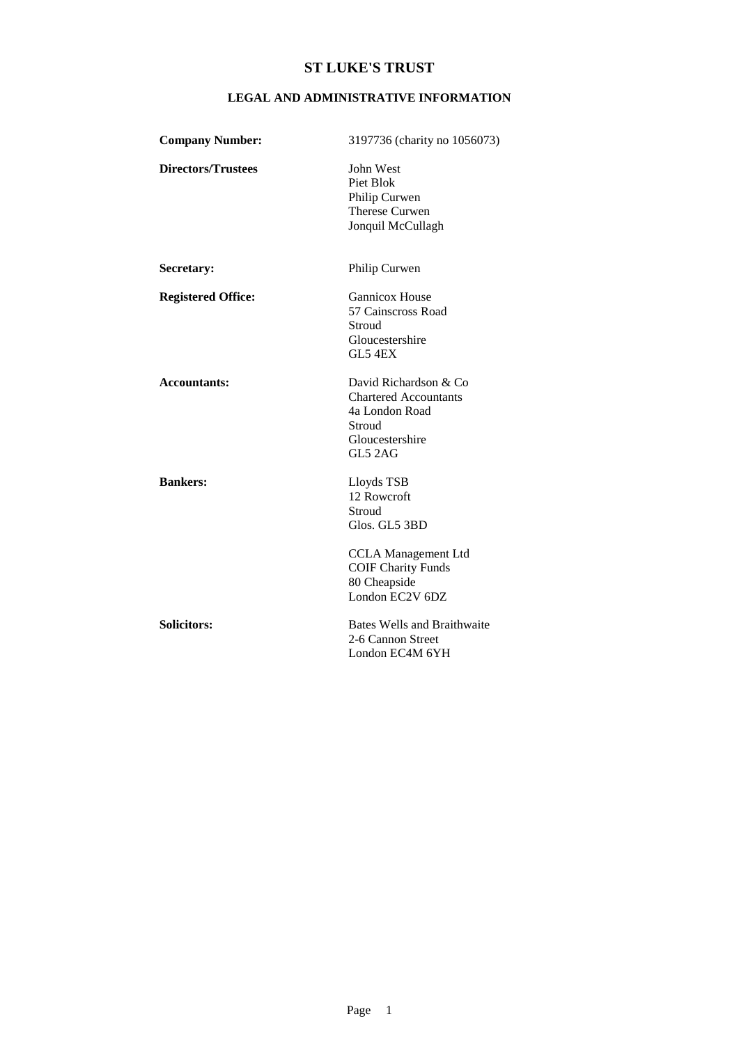# ST LUKE'S TRUST

## LEGAL AND ADMINISTRATIVE INFORMATION

| | |
|---|---|
| **Company Number:** | 3197736 (charity no 1056073) |
| **Directors/Trustees** | John West<br>Piet Blok<br>Philip Curwen<br>Therese Curwen<br>Jonquil McCullagh |
| **Secretary:** | Philip Curwen |
| **Registered Office:** | Gannicox House<br>57 Cainscross Road<br>Stroud<br>Gloucestershire<br>GL5 4EX |
| **Accountants:** | David Richardson & Co<br>Chartered Accountants<br>4a London Road<br>Stroud<br>Gloucestershire<br>GL5 2AG |
| **Bankers:** | Lloyds TSB<br>12 Rowcroft<br>Stroud<br>Glos. GL5 3BD<br><br>CCLA Management Ltd<br>COIF Charity Funds<br>80 Cheapside<br>London EC2V 6DZ |
| **Solicitors:** | Bates Wells and Braithwaite<br>2-6 Cannon Street<br>London EC4M 6YH |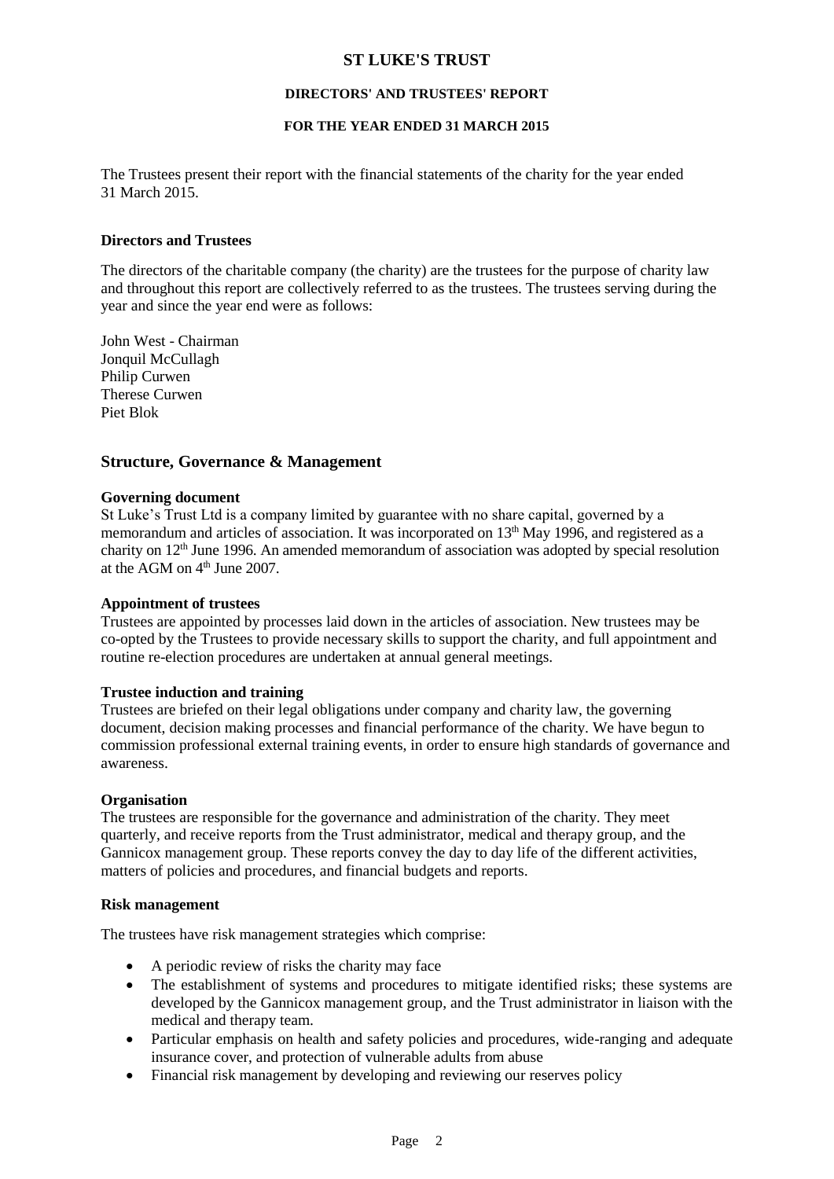# ST LUKE'S TRUST

## DIRECTORS' AND TRUSTEES' REPORT

### FOR THE YEAR ENDED 31 MARCH 2015

The Trustees present their report with the financial statements of the charity for the year ended 31 March 2015.

**Directors and Trustees**

The directors of the charitable company (the charity) are the trustees for the purpose of charity law and throughout this report are collectively referred to as the trustees. The trustees serving during the year and since the year end were as follows:

John West - Chairman
Jonquil McCullagh
Philip Curwen
Therese Curwen
Piet Blok

## Structure, Governance & Management

**Governing document**
St Luke's Trust Ltd is a company limited by guarantee with no share capital, governed by a memorandum and articles of association. It was incorporated on 13th May 1996, and registered as a charity on 12th June 1996. An amended memorandum of association was adopted by special resolution at the AGM on 4th June 2007.

**Appointment of trustees**
Trustees are appointed by processes laid down in the articles of association. New trustees may be co-opted by the Trustees to provide necessary skills to support the charity, and full appointment and routine re-election procedures are undertaken at annual general meetings.

**Trustee induction and training**
Trustees are briefed on their legal obligations under company and charity law, the governing document, decision making processes and financial performance of the charity. We have begun to commission professional external training events, in order to ensure high standards of governance and awareness.

**Organisation**
The trustees are responsible for the governance and administration of the charity. They meet quarterly, and receive reports from the Trust administrator, medical and therapy group, and the Gannicox management group. These reports convey the day to day life of the different activities, matters of policies and procedures, and financial budgets and reports.

**Risk management**

The trustees have risk management strategies which comprise:

- A periodic review of risks the charity may face
- The establishment of systems and procedures to mitigate identified risks; these systems are developed by the Gannicox management group, and the Trust administrator in liaison with the medical and therapy team.
- Particular emphasis on health and safety policies and procedures, wide-ranging and adequate insurance cover, and protection of vulnerable adults from abuse
- Financial risk management by developing and reviewing our reserves policy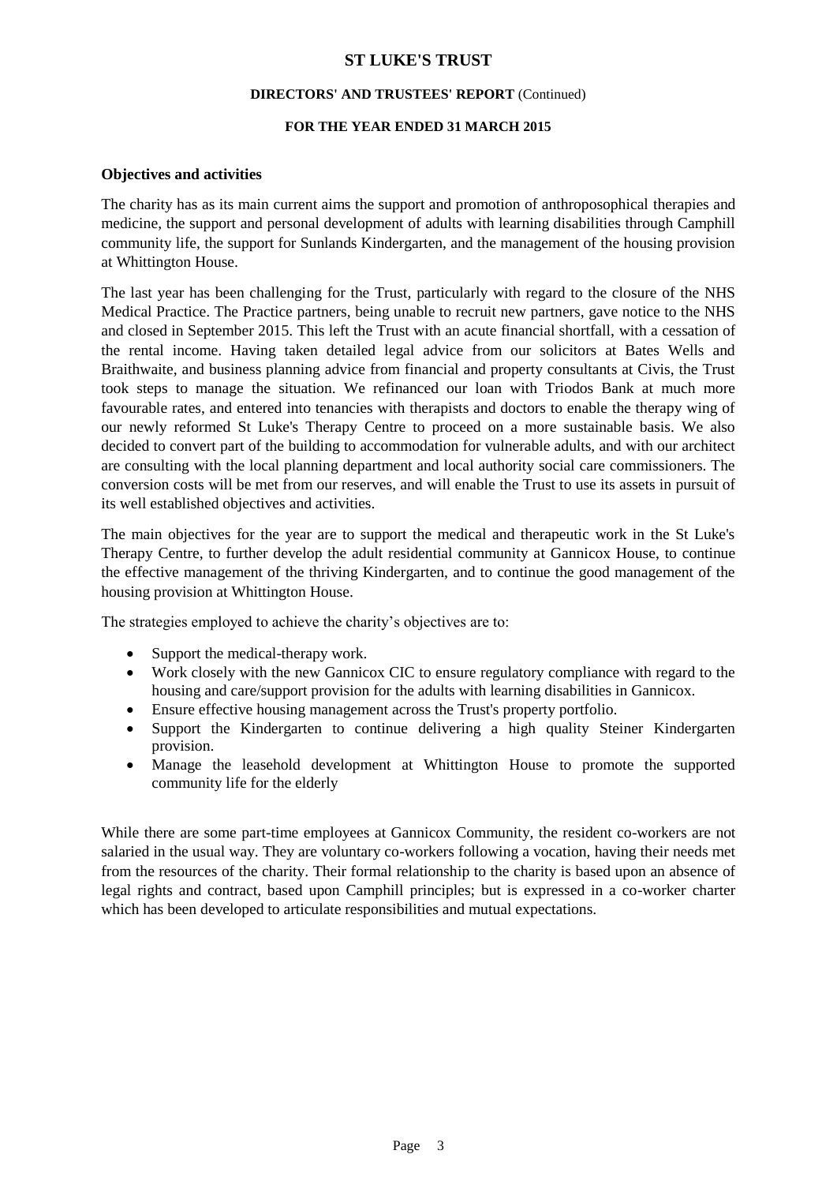## Objectives and activities

The charity has as its main current aims the support and promotion of anthroposophical therapies and medicine, the support and personal development of adults with learning disabilities through Camphill community life, the support for Sunlands Kindergarten, and the management of the housing provision at Whittington House.

The last year has been challenging for the Trust, particularly with regard to the closure of the NHS Medical Practice. The Practice partners, being unable to recruit new partners, gave notice to the NHS and closed in September 2015. This left the Trust with an acute financial shortfall, with a cessation of the rental income. Having taken detailed legal advice from our solicitors at Bates Wells and Braithwaite, and business planning advice from financial and property consultants at Civis, the Trust took steps to manage the situation. We refinanced our loan with Triodos Bank at much more favourable rates, and entered into tenancies with therapists and doctors to enable the therapy wing of our newly reformed St Luke's Therapy Centre to proceed on a more sustainable basis. We also decided to convert part of the building to accommodation for vulnerable adults, and with our architect are consulting with the local planning department and local authority social care commissioners. The conversion costs will be met from our reserves, and will enable the Trust to use its assets in pursuit of its well established objectives and activities.

The main objectives for the year are to support the medical and therapeutic work in the St Luke's Therapy Centre, to further develop the adult residential community at Gannicox House, to continue the effective management of the thriving Kindergarten, and to continue the good management of the housing provision at Whittington House.

The strategies employed to achieve the charity's objectives are to:

- Support the medical-therapy work.
- Work closely with the new Gannicox CIC to ensure regulatory compliance with regard to the housing and care/support provision for the adults with learning disabilities in Gannicox.
- Ensure effective housing management across the Trust's property portfolio.
- Support the Kindergarten to continue delivering a high quality Steiner Kindergarten provision.
- Manage the leasehold development at Whittington House to promote the supported community life for the elderly

While there are some part-time employees at Gannicox Community, the resident co-workers are not salaried in the usual way. They are voluntary co-workers following a vocation, having their needs met from the resources of the charity. Their formal relationship to the charity is based upon an absence of legal rights and contract, based upon Camphill principles; but is expressed in a co-worker charter which has been developed to articulate responsibilities and mutual expectations.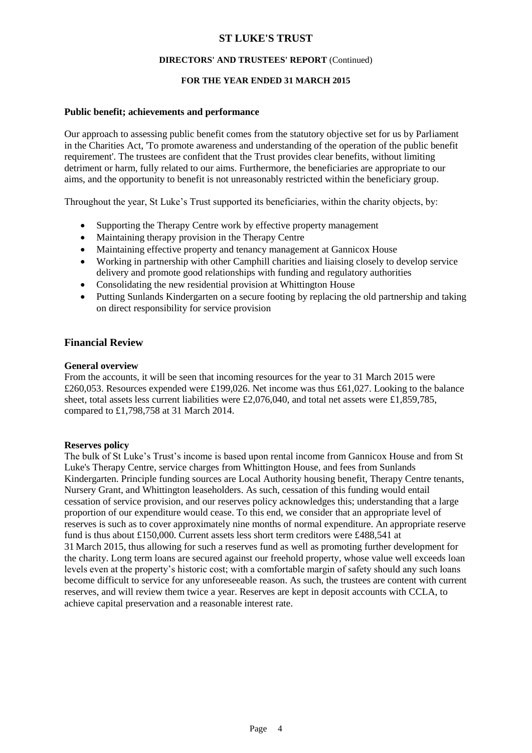## Public benefit; achievements and performance

Our approach to assessing public benefit comes from the statutory objective set for us by Parliament in the Charities Act, 'To promote awareness and understanding of the operation of the public benefit requirement'. The trustees are confident that the Trust provides clear benefits, without limiting detriment or harm, fully related to our aims. Furthermore, the beneficiaries are appropriate to our aims, and the opportunity to benefit is not unreasonably restricted within the beneficiary group.

Throughout the year, St Luke's Trust supported its beneficiaries, within the charity objects, by:

- Supporting the Therapy Centre work by effective property management
- Maintaining therapy provision in the Therapy Centre
- Maintaining effective property and tenancy management at Gannicox House
- Working in partnership with other Camphill charities and liaising closely to develop service delivery and promote good relationships with funding and regulatory authorities
- Consolidating the new residential provision at Whittington House
- Putting Sunlands Kindergarten on a secure footing by replacing the old partnership and taking on direct responsibility for service provision

## Financial Review

**General overview**

From the accounts, it will be seen that incoming resources for the year to 31 March 2015 were £260,053. Resources expended were £199,026. Net income was thus £61,027. Looking to the balance sheet, total assets less current liabilities were £2,076,040, and total net assets were £1,859,785, compared to £1,798,758 at 31 March 2014.

**Reserves policy**

The bulk of St Luke's Trust's income is based upon rental income from Gannicox House and from St Luke's Therapy Centre, service charges from Whittington House, and fees from Sunlands Kindergarten. Principle funding sources are Local Authority housing benefit, Therapy Centre tenants, Nursery Grant, and Whittington leaseholders. As such, cessation of this funding would entail cessation of service provision, and our reserves policy acknowledges this; understanding that a large proportion of our expenditure would cease. To this end, we consider that an appropriate level of reserves is such as to cover approximately nine months of normal expenditure. An appropriate reserve fund is thus about £150,000. Current assets less short term creditors were £488,541 at 31 March 2015, thus allowing for such a reserves fund as well as promoting further development for the charity. Long term loans are secured against our freehold property, whose value well exceeds loan levels even at the property's historic cost; with a comfortable margin of safety should any such loans become difficult to service for any unforeseeable reason. As such, the trustees are content with current reserves, and will review them twice a year. Reserves are kept in deposit accounts with CCLA, to achieve capital preservation and a reasonable interest rate.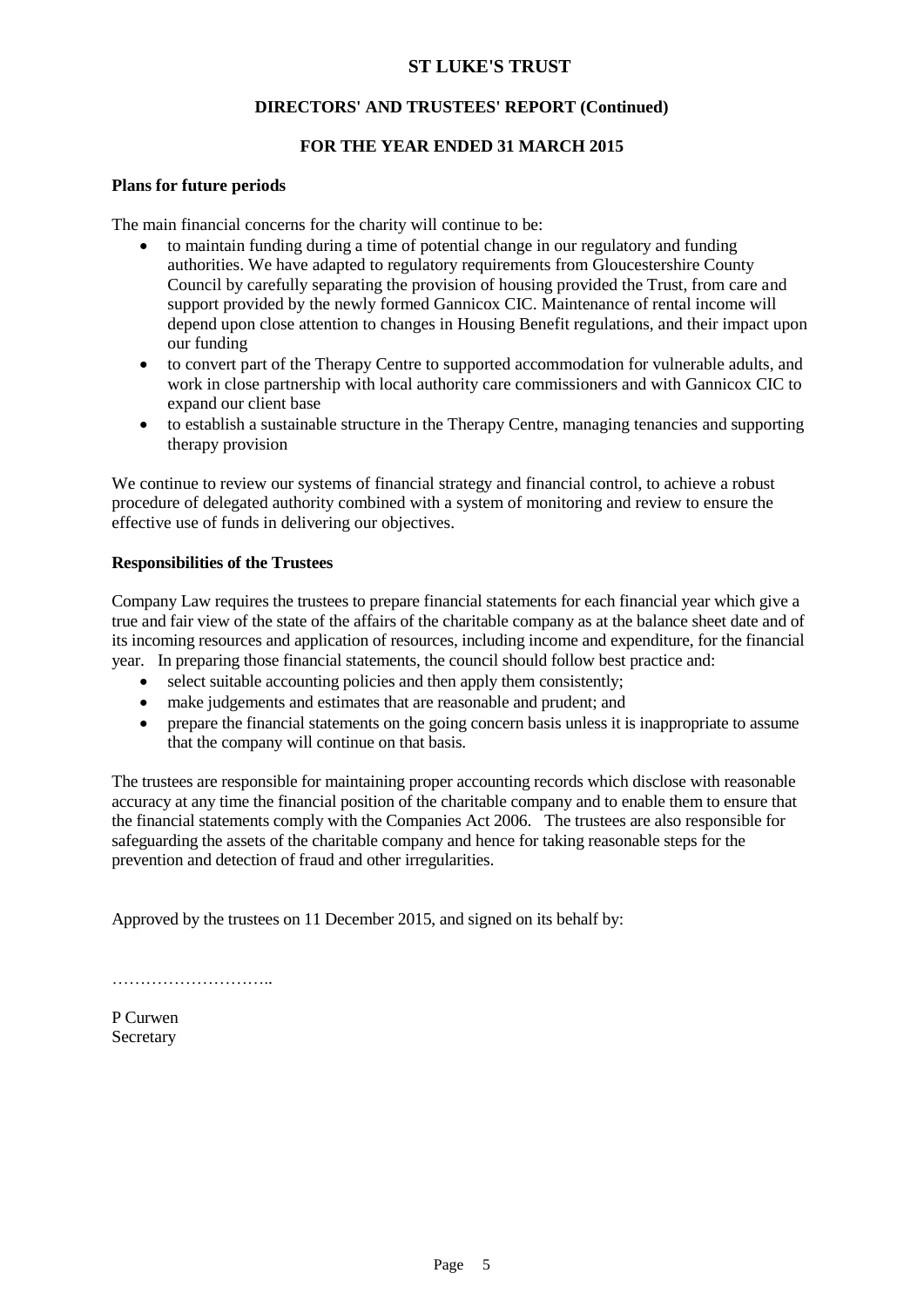# ST LUKE'S TRUST

## DIRECTORS' AND TRUSTEES' REPORT (Continued)

## FOR THE YEAR ENDED 31 MARCH 2015

**Plans for future periods**

The main financial concerns for the charity will continue to be:

- to maintain funding during a time of potential change in our regulatory and funding authorities. We have adapted to regulatory requirements from Gloucestershire County Council by carefully separating the provision of housing provided the Trust, from care and support provided by the newly formed Gannicox CIC. Maintenance of rental income will depend upon close attention to changes in Housing Benefit regulations, and their impact upon our funding
- to convert part of the Therapy Centre to supported accommodation for vulnerable adults, and work in close partnership with local authority care commissioners and with Gannicox CIC to expand our client base
- to establish a sustainable structure in the Therapy Centre, managing tenancies and supporting therapy provision

We continue to review our systems of financial strategy and financial control, to achieve a robust procedure of delegated authority combined with a system of monitoring and review to ensure the effective use of funds in delivering our objectives.

**Responsibilities of the Trustees**

Company Law requires the trustees to prepare financial statements for each financial year which give a true and fair view of the state of the affairs of the charitable company as at the balance sheet date and of its incoming resources and application of resources, including income and expenditure, for the financial year. In preparing those financial statements, the council should follow best practice and:

- select suitable accounting policies and then apply them consistently;
- make judgements and estimates that are reasonable and prudent; and
- prepare the financial statements on the going concern basis unless it is inappropriate to assume that the company will continue on that basis.

The trustees are responsible for maintaining proper accounting records which disclose with reasonable accuracy at any time the financial position of the charitable company and to enable them to ensure that the financial statements comply with the Companies Act 2006. The trustees are also responsible for safeguarding the assets of the charitable company and hence for taking reasonable steps for the prevention and detection of fraud and other irregularities.

Approved by the trustees on 11 December 2015, and signed on its behalf by:

………………………..

P Curwen
Secretary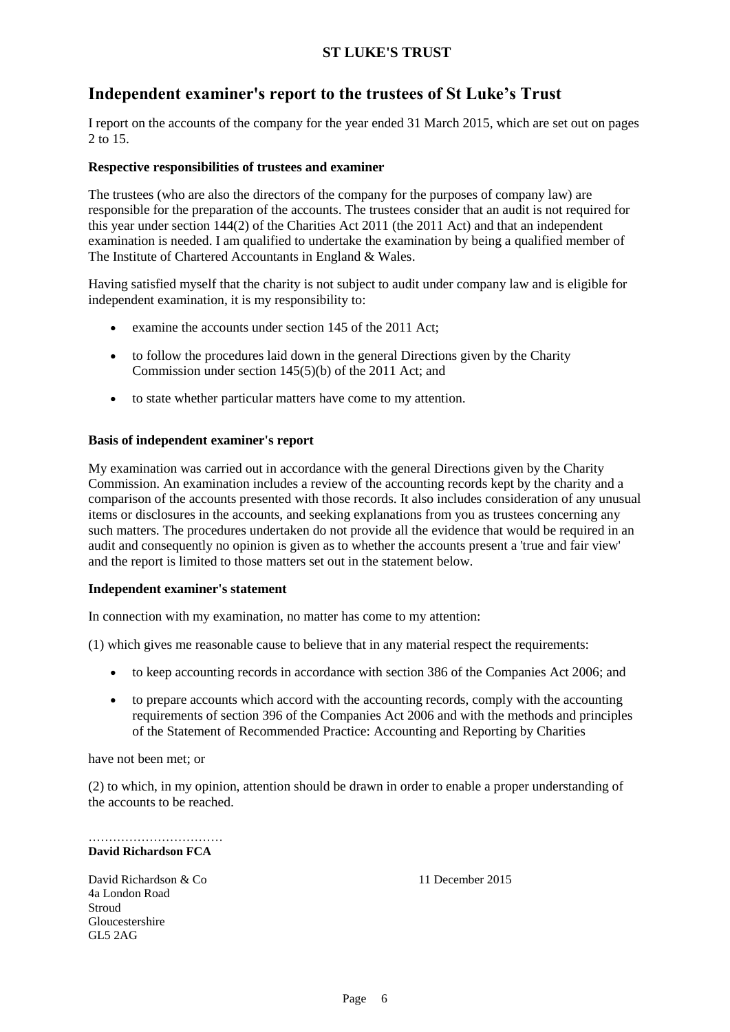# Independent examiner's report to the trustees of St Luke's Trust

I report on the accounts of the company for the year ended 31 March 2015, which are set out on pages 2 to 15.

**Respective responsibilities of trustees and examiner**

The trustees (who are also the directors of the company for the purposes of company law) are responsible for the preparation of the accounts. The trustees consider that an audit is not required for this year under section 144(2) of the Charities Act 2011 (the 2011 Act) and that an independent examination is needed. I am qualified to undertake the examination by being a qualified member of The Institute of Chartered Accountants in England & Wales.

Having satisfied myself that the charity is not subject to audit under company law and is eligible for independent examination, it is my responsibility to:

- examine the accounts under section 145 of the 2011 Act;
- to follow the procedures laid down in the general Directions given by the Charity Commission under section 145(5)(b) of the 2011 Act; and
- to state whether particular matters have come to my attention.

**Basis of independent examiner's report**

My examination was carried out in accordance with the general Directions given by the Charity Commission. An examination includes a review of the accounting records kept by the charity and a comparison of the accounts presented with those records. It also includes consideration of any unusual items or disclosures in the accounts, and seeking explanations from you as trustees concerning any such matters. The procedures undertaken do not provide all the evidence that would be required in an audit and consequently no opinion is given as to whether the accounts present a 'true and fair view' and the report is limited to those matters set out in the statement below.

**Independent examiner's statement**

In connection with my examination, no matter has come to my attention:

(1) which gives me reasonable cause to believe that in any material respect the requirements:

- to keep accounting records in accordance with section 386 of the Companies Act 2006; and
- to prepare accounts which accord with the accounting records, comply with the accounting requirements of section 396 of the Companies Act 2006 and with the methods and principles of the Statement of Recommended Practice: Accounting and Reporting by Charities

have not been met; or

(2) to which, in my opinion, attention should be drawn in order to enable a proper understanding of the accounts to be reached.

……………………………
**David Richardson FCA**

David Richardson & Co
4a London Road
Stroud
Gloucestershire
GL5 2AG

11 December 2015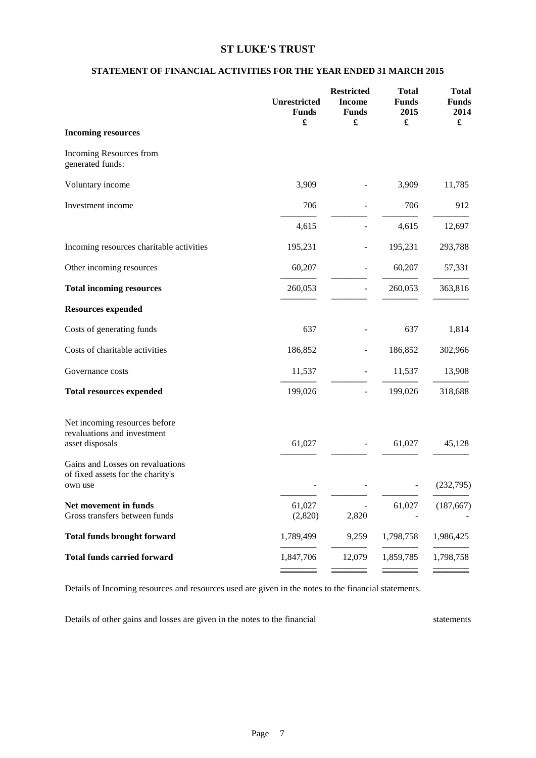# ST LUKE'S TRUST

## STATEMENT OF FINANCIAL ACTIVITIES FOR THE YEAR ENDED 31 MARCH 2015

| | Unrestricted Funds £ | Restricted Income Funds £ | Total Funds 2015 £ | Total Funds 2014 £ |
|---|---|---|---|---|
| **Incoming resources** | | | | |
| Incoming Resources from generated funds: | | | | |
| Voluntary income | 3,909 | - | 3,909 | 11,785 |
| Investment income | 706 | - | 706 | 912 |
| | 4,615 | - | 4,615 | 12,697 |
| Incoming resources charitable activities | 195,231 | - | 195,231 | 293,788 |
| Other incoming resources | 60,207 | - | 60,207 | 57,331 |
| **Total incoming resources** | 260,053 | - | 260,053 | 363,816 |
| **Resources expended** | | | | |
| Costs of generating funds | 637 | - | 637 | 1,814 |
| Costs of charitable activities | 186,852 | - | 186,852 | 302,966 |
| Governance costs | 11,537 | - | 11,537 | 13,908 |
| **Total resources expended** | 199,026 | - | 199,026 | 318,688 |
| Net incoming resources before revaluations and investment asset disposals | 61,027 | - | 61,027 | 45,128 |
| Gains and Losses on revaluations of fixed assets for the charity's own use | - | - | - | (232,795) |
| **Net movement in funds** | 61,027 | - | 61,027 | (187,667) |
| Gross transfers between funds | (2,820) | 2,820 | - | - |
| **Total funds brought forward** | 1,789,499 | 9,259 | 1,798,758 | 1,986,425 |
| **Total funds carried forward** | 1,847,706 | 12,079 | 1,859,785 | 1,798,758 |

Details of Incoming resources and resources used are given in the notes to the financial statements.

Details of other gains and losses are given in the notes to the financial statements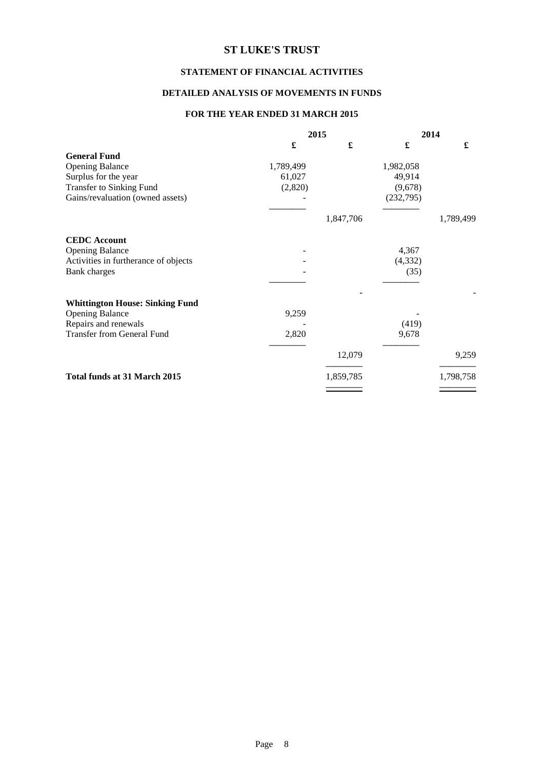# ST LUKE'S TRUST

## STATEMENT OF FINANCIAL ACTIVITIES

## DETAILED ANALYSIS OF MOVEMENTS IN FUNDS

## FOR THE YEAR ENDED 31 MARCH 2015

| | 2015 | | 2014 | |
|---|---|---|---|---|
| | £ | £ | £ | £ |
| **General Fund** | | | | |
| Opening Balance | 1,789,499 | | 1,982,058 | |
| Surplus for the year | 61,027 | | 49,914 | |
| Transfer to Sinking Fund | (2,820) | | (9,678) | |
| Gains/revaluation (owned assets) | - | | (232,795) | |
| | | 1,847,706 | | 1,789,499 |
| **CEDC Account** | | | | |
| Opening Balance | - | | 4,367 | |
| Activities in furtherance of objects | - | | (4,332) | |
| Bank charges | - | | (35) | |
| | | - | | - |
| **Whittington House: Sinking Fund** | | | | |
| Opening Balance | 9,259 | | - | |
| Repairs and renewals | - | | (419) | |
| Transfer from General Fund | 2,820 | | 9,678 | |
| | | 12,079 | | 9,259 |
| **Total funds at 31 March 2015** | | 1,859,785 | | 1,798,758 |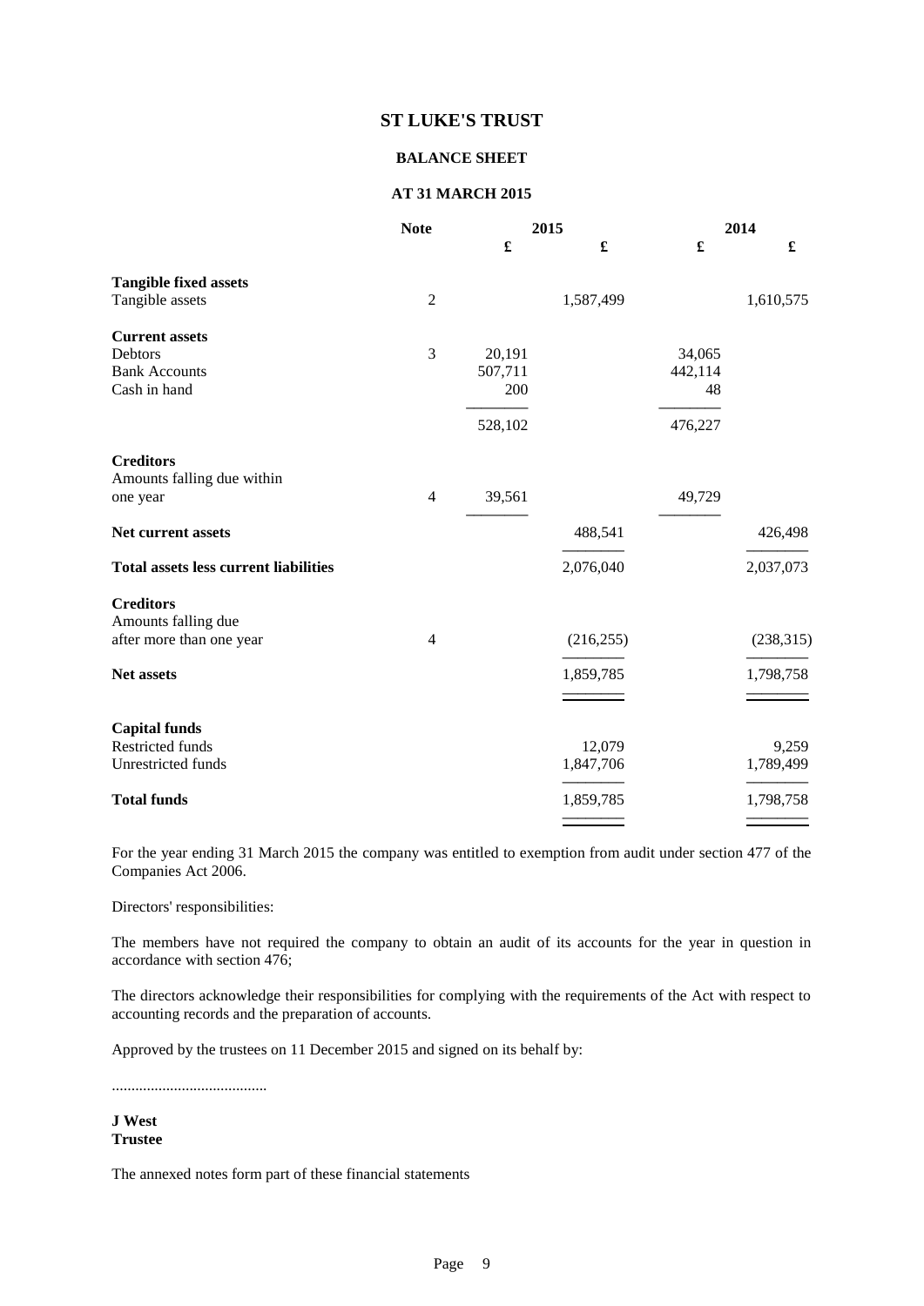# ST LUKE'S TRUST

## BALANCE SHEET

## AT 31 MARCH 2015

| | Note | 2015 | | 2014 | |
|---|---|---|---|---|---|
| | | £ | £ | £ | £ |
| **Tangible fixed assets** | | | | | |
| Tangible assets | 2 | | 1,587,499 | | 1,610,575 |
| **Current assets** | | | | | |
| Debtors | 3 | 20,191 | | 34,065 | |
| Bank Accounts | | 507,711 | | 442,114 | |
| Cash in hand | | 200 | | 48 | |
| | | 528,102 | | 476,227 | |
| **Creditors** | | | | | |
| Amounts falling due within one year | 4 | 39,561 | | 49,729 | |
| **Net current assets** | | | 488,541 | | 426,498 |
| **Total assets less current liabilities** | | | 2,076,040 | | 2,037,073 |
| **Creditors** | | | | | |
| Amounts falling due after more than one year | 4 | | (216,255) | | (238,315) |
| **Net assets** | | | 1,859,785 | | 1,798,758 |
| **Capital funds** | | | | | |
| Restricted funds | | | 12,079 | | 9,259 |
| Unrestricted funds | | | 1,847,706 | | 1,789,499 |
| **Total funds** | | | 1,859,785 | | 1,798,758 |

For the year ending 31 March 2015 the company was entitled to exemption from audit under section 477 of the Companies Act 2006.

Directors' responsibilities:

The members have not required the company to obtain an audit of its accounts for the year in question in accordance with section 476;

The directors acknowledge their responsibilities for complying with the requirements of the Act with respect to accounting records and the preparation of accounts.

Approved by the trustees on 11 December 2015 and signed on its behalf by:

........................................

**J West**
**Trustee**

The annexed notes form part of these financial statements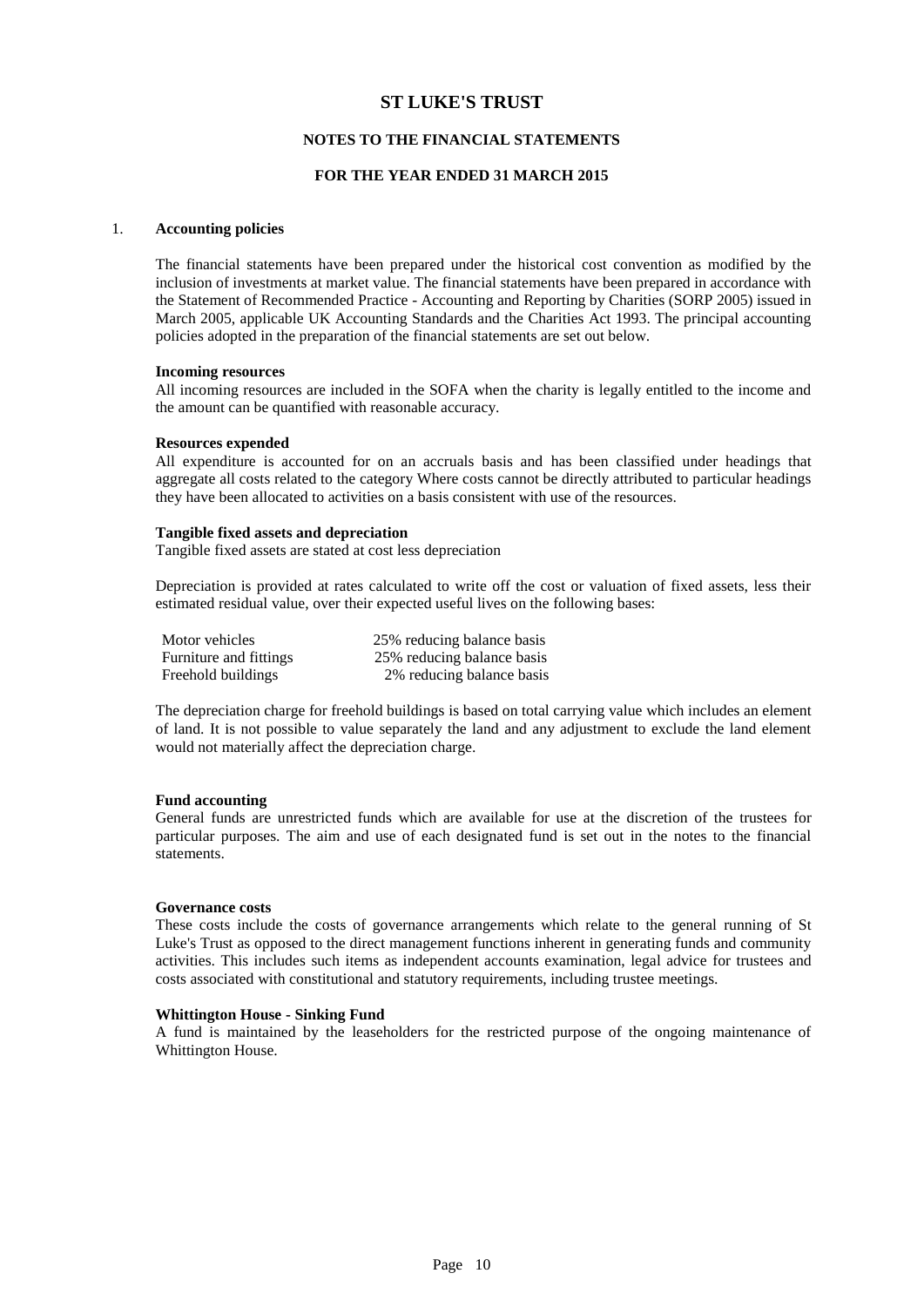# ST LUKE'S TRUST

## NOTES TO THE FINANCIAL STATEMENTS

## FOR THE YEAR ENDED 31 MARCH 2015

1. **Accounting policies**

The financial statements have been prepared under the historical cost convention as modified by the inclusion of investments at market value. The financial statements have been prepared in accordance with the Statement of Recommended Practice - Accounting and Reporting by Charities (SORP 2005) issued in March 2005, applicable UK Accounting Standards and the Charities Act 1993. The principal accounting policies adopted in the preparation of the financial statements are set out below.

**Incoming resources**
All incoming resources are included in the SOFA when the charity is legally entitled to the income and the amount can be quantified with reasonable accuracy.

**Resources expended**
All expenditure is accounted for on an accruals basis and has been classified under headings that aggregate all costs related to the category Where costs cannot be directly attributed to particular headings they have been allocated to activities on a basis consistent with use of the resources.

**Tangible fixed assets and depreciation**
Tangible fixed assets are stated at cost less depreciation

Depreciation is provided at rates calculated to write off the cost or valuation of fixed assets, less their estimated residual value, over their expected useful lives on the following bases:

| | |
|---|---|
| Motor vehicles | 25% reducing balance basis |
| Furniture and fittings | 25% reducing balance basis |
| Freehold buildings | 2% reducing balance basis |

The depreciation charge for freehold buildings is based on total carrying value which includes an element of land. It is not possible to value separately the land and any adjustment to exclude the land element would not materially affect the depreciation charge.

**Fund accounting**
General funds are unrestricted funds which are available for use at the discretion of the trustees for particular purposes. The aim and use of each designated fund is set out in the notes to the financial statements.

**Governance costs**
These costs include the costs of governance arrangements which relate to the general running of St Luke's Trust as opposed to the direct management functions inherent in generating funds and community activities. This includes such items as independent accounts examination, legal advice for trustees and costs associated with constitutional and statutory requirements, including trustee meetings.

**Whittington House - Sinking Fund**
A fund is maintained by the leaseholders for the restricted purpose of the ongoing maintenance of Whittington House.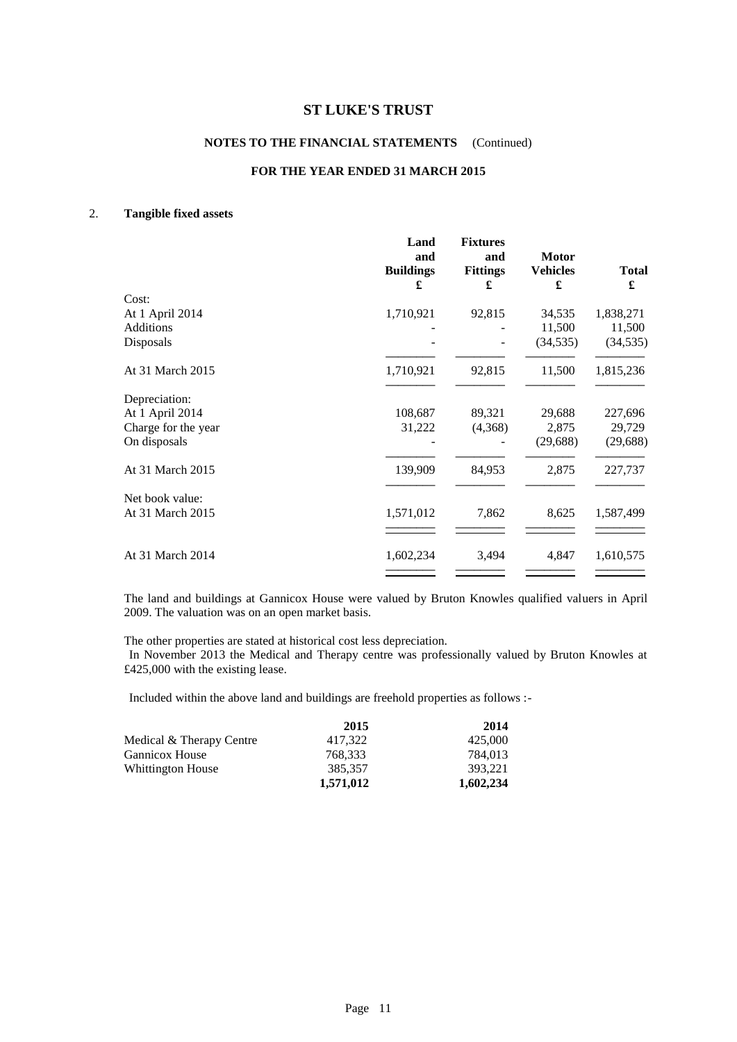# ST LUKE'S TRUST

## NOTES TO THE FINANCIAL STATEMENTS (Continued)

## FOR THE YEAR ENDED 31 MARCH 2015

### 2. Tangible fixed assets

| | Land and Buildings £ | Fixtures and Fittings £ | Motor Vehicles £ | Total £ |
|---|---|---|---|---|
| Cost: | | | | |
| At 1 April 2014 | 1,710,921 | 92,815 | 34,535 | 1,838,271 |
| Additions | - | - | 11,500 | 11,500 |
| Disposals | - | - | (34,535) | (34,535) |
| At 31 March 2015 | 1,710,921 | 92,815 | 11,500 | 1,815,236 |
| Depreciation: | | | | |
| At 1 April 2014 | 108,687 | 89,321 | 29,688 | 227,696 |
| Charge for the year | 31,222 | (4,368) | 2,875 | 29,729 |
| On disposals | - | - | (29,688) | (29,688) |
| At 31 March 2015 | 139,909 | 84,953 | 2,875 | 227,737 |
| Net book value: | | | | |
| At 31 March 2015 | 1,571,012 | 7,862 | 8,625 | 1,587,499 |
| At 31 March 2014 | 1,602,234 | 3,494 | 4,847 | 1,610,575 |

The land and buildings at Gannicox House were valued by Bruton Knowles qualified valuers in April 2009. The valuation was on an open market basis.

The other properties are stated at historical cost less depreciation.
In November 2013 the Medical and Therapy centre was professionally valued by Bruton Knowles at £425,000 with the existing lease.

Included within the above land and buildings are freehold properties as follows :-

| | 2015 | 2014 |
|---|---|---|
| Medical & Therapy Centre | 417,322 | 425,000 |
| Gannicox House | 768,333 | 784,013 |
| Whittington House | 385,357 | 393,221 |
| | **1,571,012** | **1,602,234** |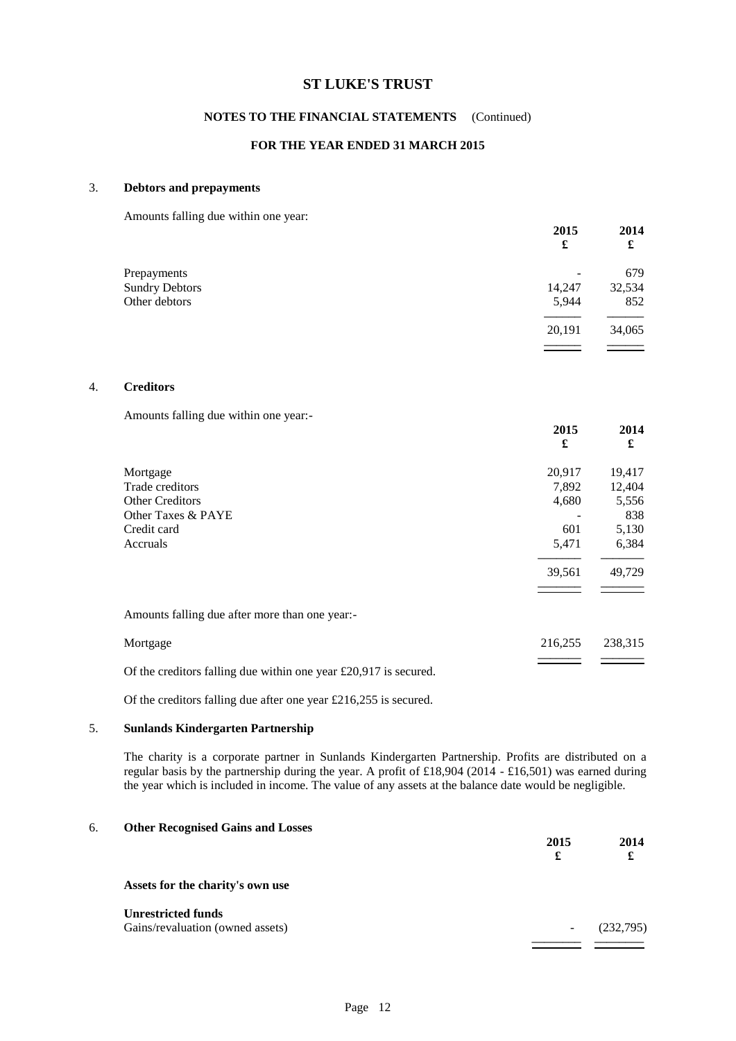# ST LUKE'S TRUST

## NOTES TO THE FINANCIAL STATEMENTS (Continued)

## FOR THE YEAR ENDED 31 MARCH 2015

### 3. Debtors and prepayments

Amounts falling due within one year:

| | 2015 £ | 2014 £ |
|---|---|---|
| Prepayments | - | 679 |
| Sundry Debtors | 14,247 | 32,534 |
| Other debtors | 5,944 | 852 |
| | 20,191 | 34,065 |

### 4. Creditors

Amounts falling due within one year:-

| | 2015 £ | 2014 £ |
|---|---|---|
| Mortgage | 20,917 | 19,417 |
| Trade creditors | 7,892 | 12,404 |
| Other Creditors | 4,680 | 5,556 |
| Other Taxes & PAYE | - | 838 |
| Credit card | 601 | 5,130 |
| Accruals | 5,471 | 6,384 |
| | 39,561 | 49,729 |

Amounts falling due after more than one year:-

| | 2015 £ | 2014 £ |
|---|---|---|
| Mortgage | 216,255 | 238,315 |

Of the creditors falling due within one year £20,917 is secured.

Of the creditors falling due after one year £216,255 is secured.

### 5. Sunlands Kindergarten Partnership

The charity is a corporate partner in Sunlands Kindergarten Partnership. Profits are distributed on a regular basis by the partnership during the year. A profit of £18,904 (2014 - £16,501) was earned during the year which is included in income. The value of any assets at the balance date would be negligible.

### 6. Other Recognised Gains and Losses

| | 2015 £ | 2014 £ |
|---|---|---|
| **Assets for the charity's own use** | | |
| **Unrestricted funds** | | |
| Gains/revaluation (owned assets) | - | (232,795) |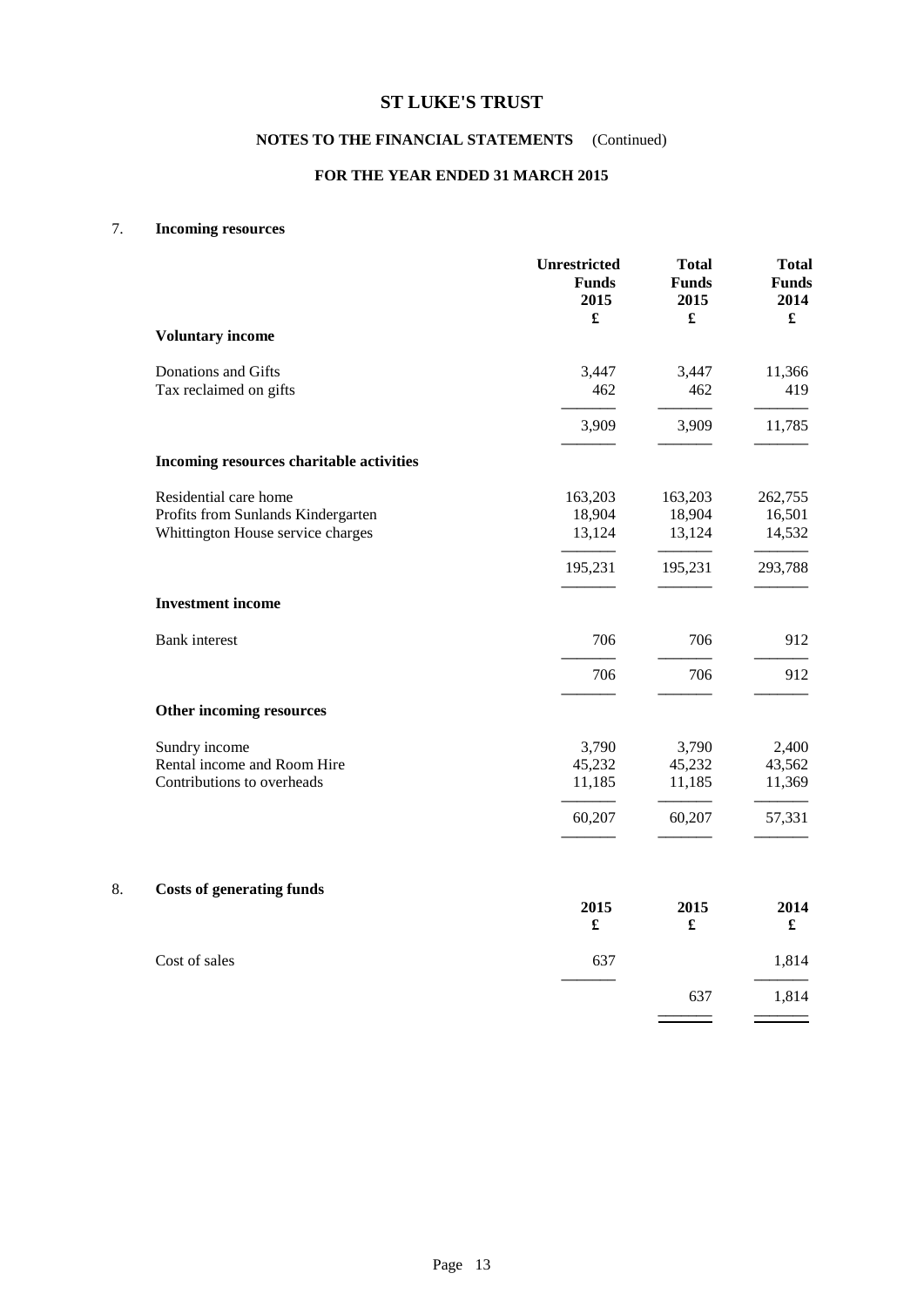# ST LUKE'S TRUST

## NOTES TO THE FINANCIAL STATEMENTS (Continued)

## FOR THE YEAR ENDED 31 MARCH 2015

### 7. Incoming resources

| | Unrestricted Funds 2015 £ | Total Funds 2015 £ | Total Funds 2014 £ |
|---|---|---|---|
| **Voluntary income** | | | |
| Donations and Gifts | 3,447 | 3,447 | 11,366 |
| Tax reclaimed on gifts | 462 | 462 | 419 |
| | 3,909 | 3,909 | 11,785 |
| **Incoming resources charitable activities** | | | |
| Residential care home | 163,203 | 163,203 | 262,755 |
| Profits from Sunlands Kindergarten | 18,904 | 18,904 | 16,501 |
| Whittington House service charges | 13,124 | 13,124 | 14,532 |
| | 195,231 | 195,231 | 293,788 |
| **Investment income** | | | |
| Bank interest | 706 | 706 | 912 |
| | 706 | 706 | 912 |
| **Other incoming resources** | | | |
| Sundry income | 3,790 | 3,790 | 2,400 |
| Rental income and Room Hire | 45,232 | 45,232 | 43,562 |
| Contributions to overheads | 11,185 | 11,185 | 11,369 |
| | 60,207 | 60,207 | 57,331 |

### 8. Costs of generating funds

| | 2015 £ | 2015 £ | 2014 £ |
|---|---|---|---|
| Cost of sales | 637 | | 1,814 |
| | | 637 | 1,814 |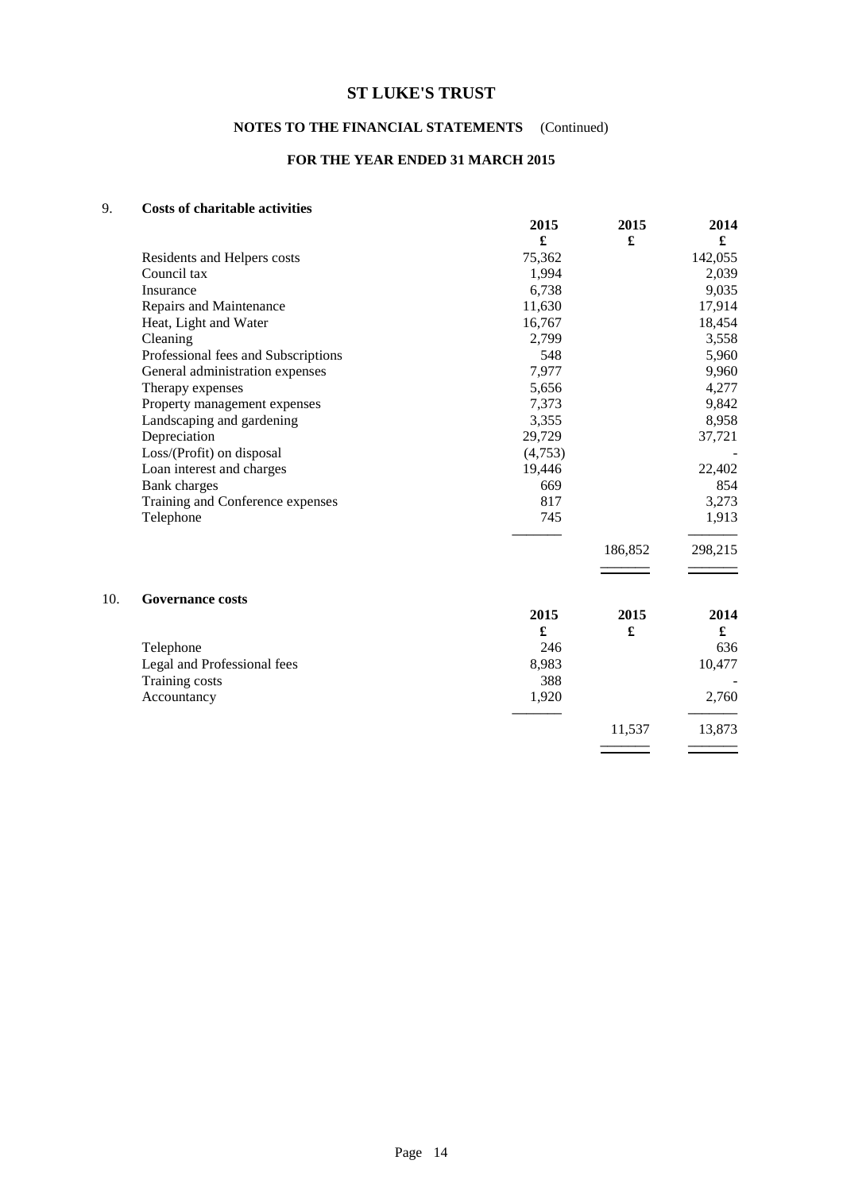# ST LUKE'S TRUST

## NOTES TO THE FINANCIAL STATEMENTS (Continued)

## FOR THE YEAR ENDED 31 MARCH 2015

### 9. Costs of charitable activities

| | 2015 | 2015 | 2014 |
|---|---|---|---|
| | £ | £ | £ |
| Residents and Helpers costs | 75,362 | | 142,055 |
| Council tax | 1,994 | | 2,039 |
| Insurance | 6,738 | | 9,035 |
| Repairs and Maintenance | 11,630 | | 17,914 |
| Heat, Light and Water | 16,767 | | 18,454 |
| Cleaning | 2,799 | | 3,558 |
| Professional fees and Subscriptions | 548 | | 5,960 |
| General administration expenses | 7,977 | | 9,960 |
| Therapy expenses | 5,656 | | 4,277 |
| Property management expenses | 7,373 | | 9,842 |
| Landscaping and gardening | 3,355 | | 8,958 |
| Depreciation | 29,729 | | 37,721 |
| Loss/(Profit) on disposal | (4,753) | | - |
| Loan interest and charges | 19,446 | | 22,402 |
| Bank charges | 669 | | 854 |
| Training and Conference expenses | 817 | | 3,273 |
| Telephone | 745 | | 1,913 |
| | | 186,852 | 298,215 |

### 10. Governance costs

| | 2015 | 2015 | 2014 |
|---|---|---|---|
| | £ | £ | £ |
| Telephone | 246 | | 636 |
| Legal and Professional fees | 8,983 | | 10,477 |
| Training costs | 388 | | - |
| Accountancy | 1,920 | | 2,760 |
| | | 11,537 | 13,873 |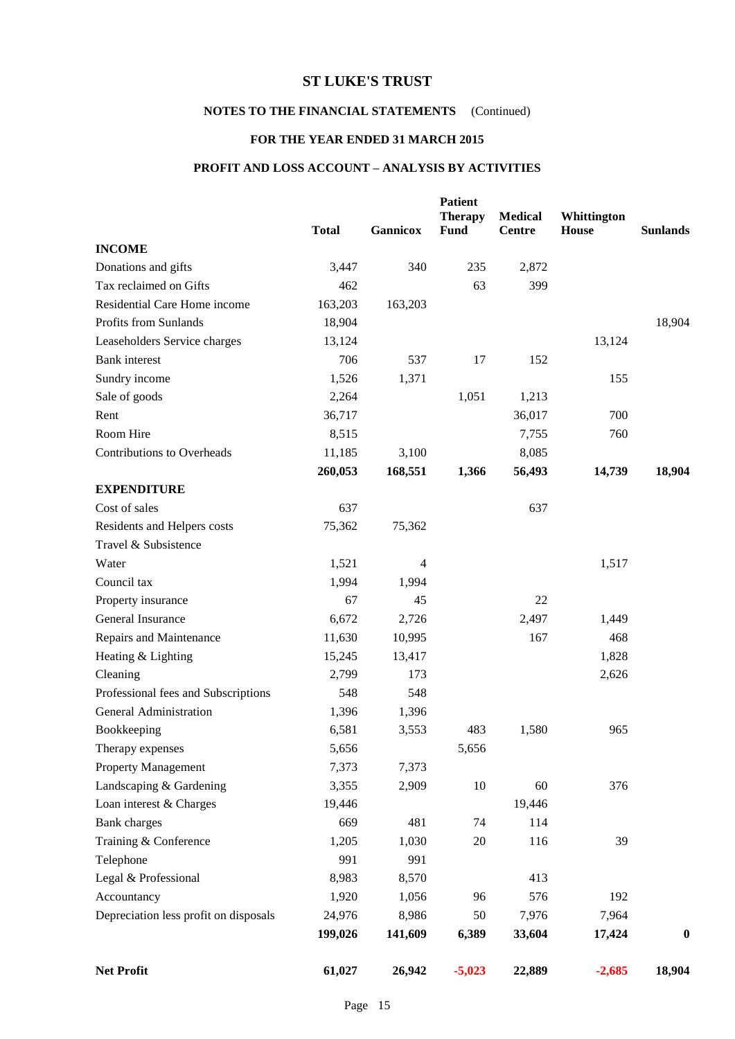# ST LUKE'S TRUST

## NOTES TO THE FINANCIAL STATEMENTS (Continued)

## FOR THE YEAR ENDED 31 MARCH 2015

### PROFIT AND LOSS ACCOUNT – ANALYSIS BY ACTIVITIES

| | Total | Gannicox | Patient Therapy Fund | Medical Centre | Whittington House | Sunlands |
|---|---|---|---|---|---|---|
| **INCOME** | | | | | | |
| Donations and gifts | 3,447 | 340 | 235 | 2,872 | | |
| Tax reclaimed on Gifts | 462 | | 63 | 399 | | |
| Residential Care Home income | 163,203 | 163,203 | | | | |
| Profits from Sunlands | 18,904 | | | | | 18,904 |
| Leaseholders Service charges | 13,124 | | | | 13,124 | |
| Bank interest | 706 | 537 | 17 | 152 | | |
| Sundry income | 1,526 | 1,371 | | | 155 | |
| Sale of goods | 2,264 | | 1,051 | 1,213 | | |
| Rent | 36,717 | | | 36,017 | 700 | |
| Room Hire | 8,515 | | | 7,755 | 760 | |
| Contributions to Overheads | 11,185 | 3,100 | | 8,085 | | |
| | **260,053** | **168,551** | **1,366** | **56,493** | **14,739** | **18,904** |
| **EXPENDITURE** | | | | | | |
| Cost of sales | 637 | | | 637 | | |
| Residents and Helpers costs | 75,362 | 75,362 | | | | |
| Travel & Subsistence | | | | | | |
| Water | 1,521 | 4 | | | 1,517 | |
| Council tax | 1,994 | 1,994 | | | | |
| Property insurance | 67 | 45 | | 22 | | |
| General Insurance | 6,672 | 2,726 | | 2,497 | 1,449 | |
| Repairs and Maintenance | 11,630 | 10,995 | | 167 | 468 | |
| Heating & Lighting | 15,245 | 13,417 | | | 1,828 | |
| Cleaning | 2,799 | 173 | | | 2,626 | |
| Professional fees and Subscriptions | 548 | 548 | | | | |
| General Administration | 1,396 | 1,396 | | | | |
| Bookkeeping | 6,581 | 3,553 | 483 | 1,580 | 965 | |
| Therapy expenses | 5,656 | | 5,656 | | | |
| Property Management | 7,373 | 7,373 | | | | |
| Landscaping & Gardening | 3,355 | 2,909 | 10 | 60 | 376 | |
| Loan interest & Charges | 19,446 | | | 19,446 | | |
| Bank charges | 669 | 481 | 74 | 114 | | |
| Training & Conference | 1,205 | 1,030 | 20 | 116 | 39 | |
| Telephone | 991 | 991 | | | | |
| Legal & Professional | 8,983 | 8,570 | | 413 | | |
| Accountancy | 1,920 | 1,056 | 96 | 576 | 192 | |
| Depreciation less profit on disposals | 24,976 | 8,986 | 50 | 7,976 | 7,964 | |
| | **199,026** | **141,609** | **6,389** | **33,604** | **17,424** | **0** |
| **Net Profit** | **61,027** | **26,942** | **-5,023** | **22,889** | **-2,685** | **18,904** |